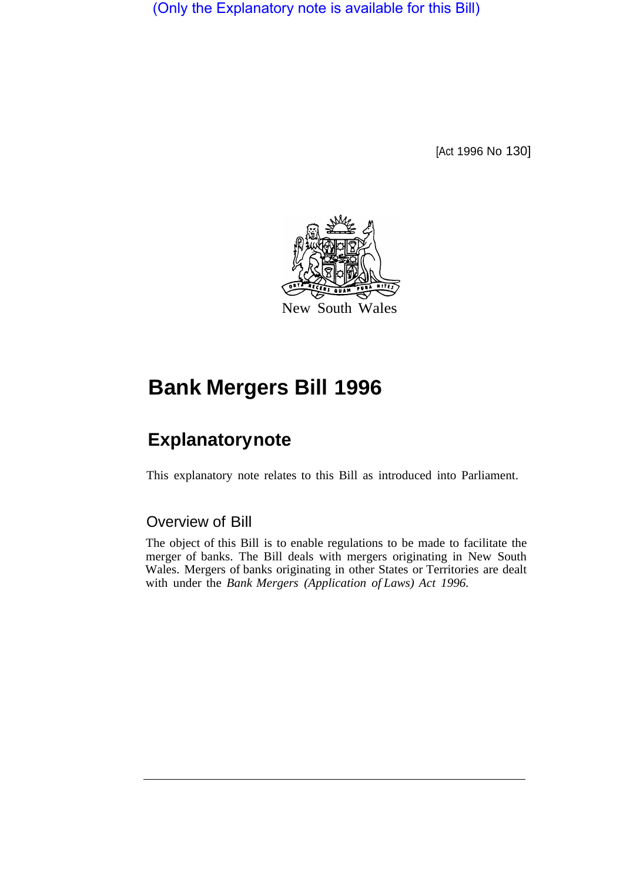(Only the Explanatory note is available for this Bill)

[Act 1996 No 130]

New South Wales

# Bank Mergers Bill 1996

## Explanatory note

This explanatory note relates to this Bill as introduced into Parliament.

### Overview of Bill

The object of this Bill is to enable regulations to be made to facilitate the merger of banks. The Bill deals with mergers originating in New South Wales. Mergers of banks originating in other States or Territories are dealt with under the *Bank Mergers (Application of Laws) Act 1996.*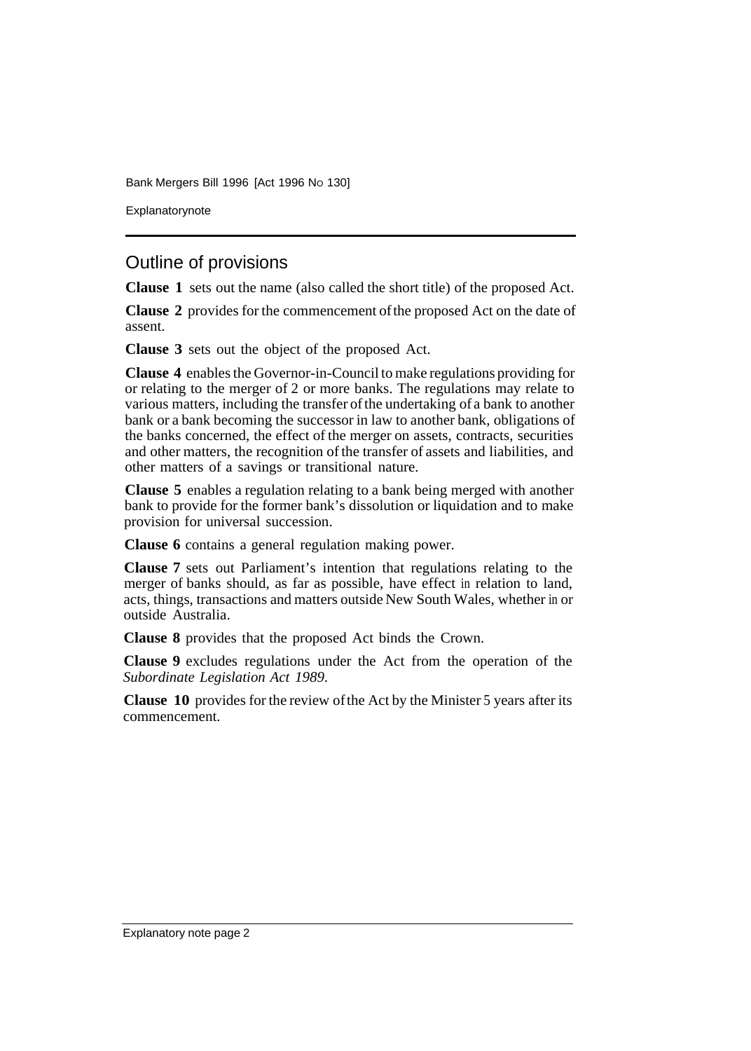## Outline of provisions

**Clause 1** sets out the name (also called the short title) of the proposed Act.

**Clause 2** provides for the commencement of the proposed Act on the date of assent.

**Clause 3** sets out the object of the proposed Act.

**Clause 4** enables the Governor-in-Council to make regulations providing for or relating to the merger of 2 or more banks. The regulations may relate to various matters, including the transfer of the undertaking of a bank to another bank or a bank becoming the successor in law to another bank, obligations of the banks concerned, the effect of the merger on assets, contracts, securities and other matters, the recognition of the transfer of assets and liabilities, and other matters of a savings or transitional nature.

**Clause 5** enables a regulation relating to a bank being merged with another bank to provide for the former bank's dissolution or liquidation and to make provision for universal succession.

**Clause 6** contains a general regulation making power.

**Clause 7** sets out Parliament's intention that regulations relating to the merger of banks should, as far as possible, have effect in relation to land, acts, things, transactions and matters outside New South Wales, whether in or outside Australia.

**Clause 8** provides that the proposed Act binds the Crown.

**Clause 9** excludes regulations under the Act from the operation of the *Subordinate Legislation Act 1989.*

**Clause 10** provides for the review of the Act by the Minister 5 years after its commencement.